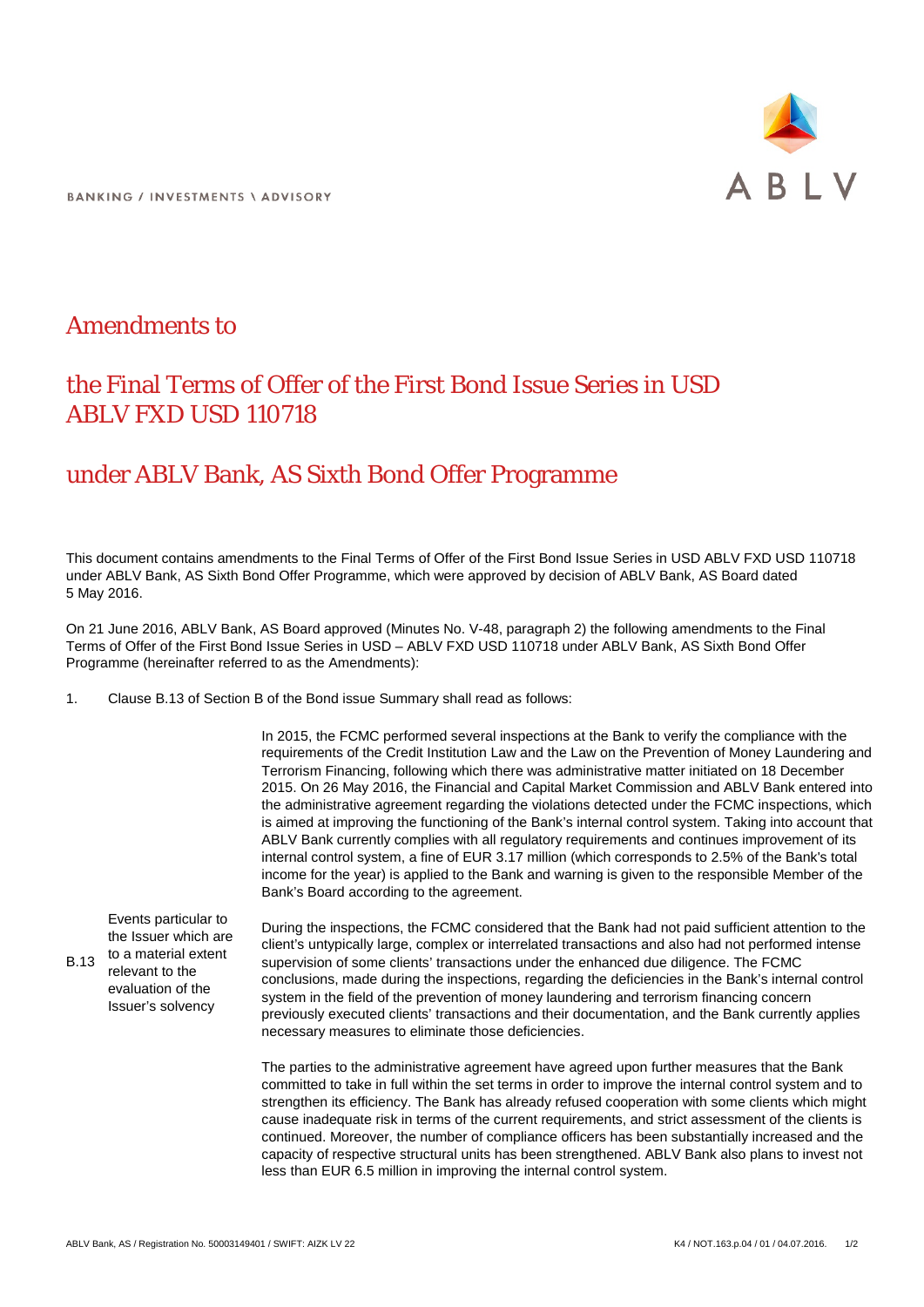# Amendments to

# the Final Terms of Offer of the First Bond Issue Series in USD ABLV FXD USD 110718

# under ABLV Bank, AS Sixth Bond Offer Programme

This document contains amendments to the Final Terms of Offer of the First Bond Issue Series in USD ABLV FXD USD 110718 under ABLV Bank, AS Sixth Bond Offer Programme, which were approved by decision of ABLV Bank, AS Board dated 5 May 2016.

On 21 June 2016, ABLV Bank, AS Board approved (Minutes No. V-48, paragraph 2) the following amendments to the Final Terms of Offer of the First Bond Issue Series in USD – ABLV FXD USD 110718 under ABLV Bank, AS Sixth Bond Offer Programme (hereinafter referred to as the Amendments):

1. Clause B.13 of Section B of the Bond issue Summary shall read as follows:

| | | |
|---|---|---|
| B.13 | Events particular to the Issuer which are to a material extent relevant to the evaluation of the Issuer's solvency | In 2015, the FCMC performed several inspections at the Bank to verify the compliance with the requirements of the Credit Institution Law and the Law on the Prevention of Money Laundering and Terrorism Financing, following which there was administrative matter initiated on 18 December 2015. On 26 May 2016, the Financial and Capital Market Commission and ABLV Bank entered into the administrative agreement regarding the violations detected under the FCMC inspections, which is aimed at improving the functioning of the Bank's internal control system. Taking into account that ABLV Bank currently complies with all regulatory requirements and continues improvement of its internal control system, a fine of EUR 3.17 million (which corresponds to 2.5% of the Bank's total income for the year) is applied to the Bank and warning is given to the responsible Member of the Bank's Board according to the agreement.<br><br>During the inspections, the FCMC considered that the Bank had not paid sufficient attention to the client's untypically large, complex or interrelated transactions and also had not performed intense supervision of some clients' transactions under the enhanced due diligence. The FCMC conclusions, made during the inspections, regarding the deficiencies in the Bank's internal control system in the field of the prevention of money laundering and terrorism financing concern previously executed clients' transactions and their documentation, and the Bank currently applies necessary measures to eliminate those deficiencies.<br><br>The parties to the administrative agreement have agreed upon further measures that the Bank committed to take in full within the set terms in order to improve the internal control system and to strengthen its efficiency. The Bank has already refused cooperation with some clients which might cause inadequate risk in terms of the current requirements, and strict assessment of the clients is continued. Moreover, the number of compliance officers has been substantially increased and the capacity of respective structural units has been strengthened. ABLV Bank also plans to invest not less than EUR 6.5 million in improving the internal control system. |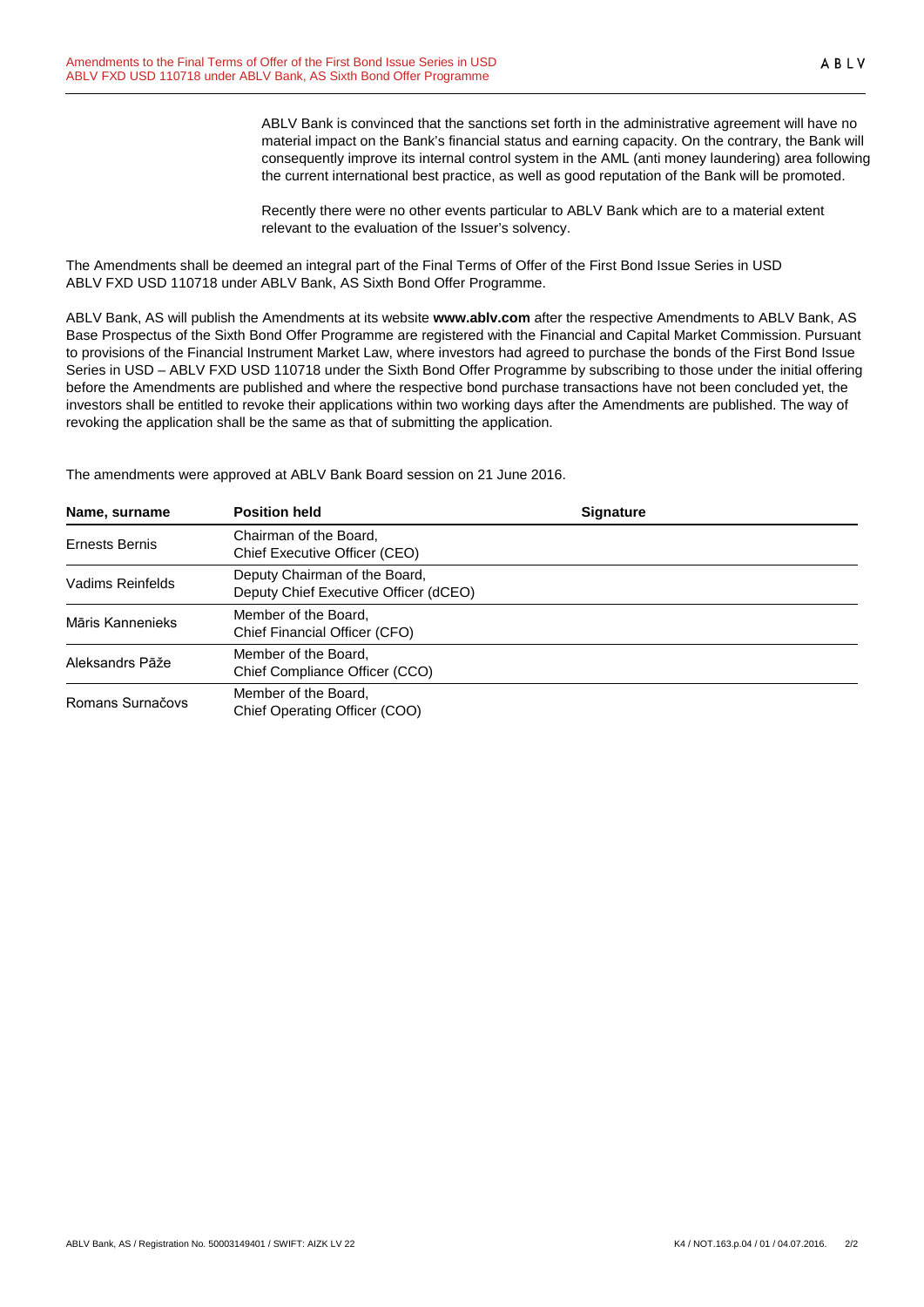ABLV Bank is convinced that the sanctions set forth in the administrative agreement will have no material impact on the Bank's financial status and earning capacity. On the contrary, the Bank will consequently improve its internal control system in the AML (anti money laundering) area following the current international best practice, as well as good reputation of the Bank will be promoted.

Recently there were no other events particular to ABLV Bank which are to a material extent relevant to the evaluation of the Issuer's solvency.

The Amendments shall be deemed an integral part of the Final Terms of Offer of the First Bond Issue Series in USD ABLV FXD USD 110718 under ABLV Bank, AS Sixth Bond Offer Programme.

ABLV Bank, AS will publish the Amendments at its website **www.ablv.com** after the respective Amendments to ABLV Bank, AS Base Prospectus of the Sixth Bond Offer Programme are registered with the Financial and Capital Market Commission. Pursuant to provisions of the Financial Instrument Market Law, where investors had agreed to purchase the bonds of the First Bond Issue Series in USD – ABLV FXD USD 110718 under the Sixth Bond Offer Programme by subscribing to those under the initial offering before the Amendments are published and where the respective bond purchase transactions have not been concluded yet, the investors shall be entitled to revoke their applications within two working days after the Amendments are published. The way of revoking the application shall be the same as that of submitting the application.

The amendments were approved at ABLV Bank Board session on 21 June 2016.

| Name, surname | Position held | Signature |
|---|---|---|
| Ernests Bernis | Chairman of the Board, Chief Executive Officer (CEO) | |
| Vadims Reinfelds | Deputy Chairman of the Board, Deputy Chief Executive Officer (dCEO) | |
| Māris Kannenieks | Member of the Board, Chief Financial Officer (CFO) | |
| Aleksandrs Pāže | Member of the Board, Chief Compliance Officer (CCO) | |
| Romans Surnačovs | Member of the Board, Chief Operating Officer (COO) | |